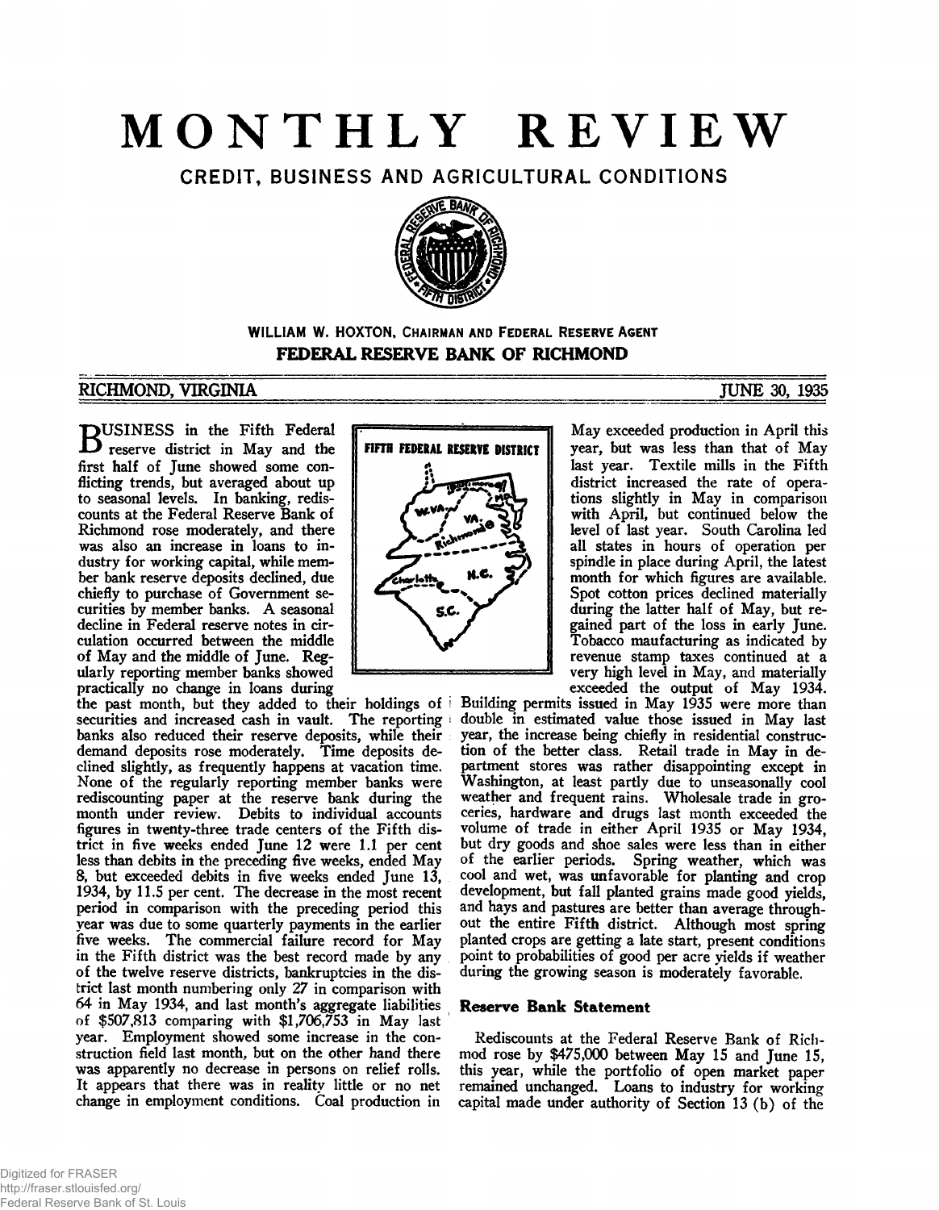# MONTHLY REVIEW

## CREDIT, BUSINESS AND AGRICULTURAL CONDITIONS

**WILLIAM W. HOXTON, CHAIRMAN AND FEDERAL RESERVE AGENT**
**FEDERAL RESERVE BANK OF RICHMOND**

RICHMOND, VIRGINIA — JUNE 30, 1935

BUSINESS in the Fifth Federal reserve district in May and the first half of June showed some conflicting trends, but averaged about up to seasonal levels. In banking, rediscounts at the Federal Reserve Bank of Richmond rose moderately, and there was also an increase in loans to industry for working capital, while member bank reserve deposits declined, due chiefly to purchase of Government securities by member banks. A seasonal decline in Federal reserve notes in circulation occurred between the middle of May and the middle of June. Regularly reporting member banks showed practically no change in loans during the past month, but they added to their holdings of securities and increased cash in vault. The reporting banks also reduced their reserve deposits, while their demand deposits rose moderately. Time deposits declined slightly, as frequently happens at vacation time. None of the regularly reporting member banks were rediscounting paper at the reserve bank during the month under review. Debits to individual accounts figures in twenty-three trade centers of the Fifth district in five weeks ended June 12 were 1.1 per cent less than debits in the preceding five weeks, ended May 8, but exceeded debits in five weeks ended June 13, 1934, by 11.5 per cent. The decrease in the most recent period in comparison with the preceding period this year was due to some quarterly payments in the earlier five weeks. The commercial failure record for May in the Fifth district was the best record made by any of the twelve reserve districts, bankruptcies in the district last month numbering only 27 in comparison with 64 in May 1934, and last month's aggregate liabilities of $507,813 comparing with $1,706,753 in May last year. Employment showed some increase in the construction field last month, but on the other hand there was apparently no decrease in persons on relief rolls. It appears that there was in reality little or no net change in employment conditions. Coal production in May exceeded production in April this year, but was less than that of May last year. Textile mills in the Fifth district increased the rate of operations slightly in May in comparison with April, but continued below the level of last year. South Carolina led all states in hours of operation per spindle in place during April, the latest month for which figures are available. Spot cotton prices declined materially during the latter half of May, but regained part of the loss in early June. Tobacco maufacturing as indicated by revenue stamp taxes continued at a very high level in May, and materially exceeded the output of May 1934. Building permits issued in May 1935 were more than double in estimated value those issued in May last year, the increase being chiefly in residential construction of the better class. Retail trade in May in department stores was rather disappointing except in Washington, at least partly due to unseasonally cool weather and frequent rains. Wholesale trade in groceries, hardware and drugs last month exceeded the volume of trade in either April 1935 or May 1934, but dry goods and shoe sales were less than in either of the earlier periods. Spring weather, which was cool and wet, was unfavorable for planting and crop development, but fall planted grains made good yields, and hays and pastures are better than average throughout the entire Fifth district. Although most spring planted crops are getting a late start, present conditions point to probabilities of good per acre yields if weather during the growing season is moderately favorable.

### Reserve Bank Statement

Rediscounts at the Federal Reserve Bank of Richmod rose by $475,000 between May 15 and June 15, this year, while the portfolio of open market paper remained unchanged. Loans to industry for working capital made under authority of Section 13 (b) of the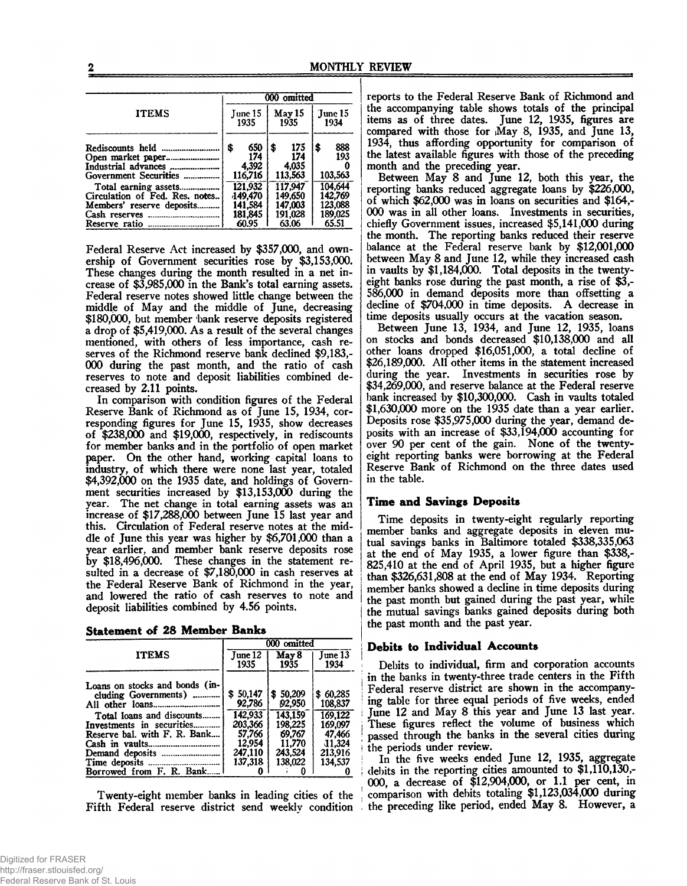| ITEMS | 000 omitted | | |
|---|---|---|---|
| | June 15 1935 | May 15 1935 | June 15 1934 |
| Rediscounts held | $ 650 | $ 175 | $ 888 |
| Open market paper | 174 | 174 | 193 |
| Industrial advances | 4,392 | 4,035 | 0 |
| Government Securities | 116,716 | 113,563 | 103,563 |
| Total earning assets | 121,932 | 117,947 | 104,644 |
| Circulation of Fed. Res. notes | 149,470 | 149,650 | 142,769 |
| Members' reserve deposits | 141,584 | 147,003 | 123,088 |
| Cash reserves | 181,845 | 191,028 | 189,025 |
| Reserve ratio | 60.95 | 63.06 | 65.51 |

Federal Reserve Act increased by $357,000, and ownership of Government securities rose by $3,153,000. These changes during the month resulted in a net increase of $3,985,000 in the Bank's total earning assets. Federal reserve notes showed little change between the middle of May and the middle of June, decreasing $180,000, but member bank reserve deposits registered a drop of $5,419,000. As a result of the several changes mentioned, with others of less importance, cash reserves of the Richmond reserve bank declined $9,183,000 during the past month, and the ratio of cash reserves to note and deposit liabilities combined decreased by 2.11 points.

In comparison with condition figures of the Federal Reserve Bank of Richmond as of June 15, 1934, corresponding figures for June 15, 1935, show decreases of $238,000 and $19,000, respectively, in rediscounts for member banks and in the portfolio of open market paper. On the other hand, working capital loans to industry, of which there were none last year, totaled $4,392,000 on the 1935 date, and holdings of Government securities increased by $13,153,000 during the year. The net change in total earning assets was an increase of $17,288,000 between June 15 last year and this. Circulation of Federal reserve notes at the middle of June this year was higher by $6,701,000 than a year earlier, and member bank reserve deposits rose by $18,496,000. These changes in the statement resulted in a decrease of $7,180,000 in cash reserves at the Federal Reserve Bank of Richmond in the year, and lowered the ratio of cash reserves to note and deposit liabilities combined by 4.56 points.

## Statement of 28 Member Banks

| ITEMS | 000 omitted | | |
|---|---|---|---|
| | June 12 1935 | May 8 1935 | June 13 1934 |
| Loans on stocks and bonds (including Governments) | $ 50,147 | $ 50,209 | $ 60,285 |
| All other loans | 92,786 | 92,950 | 108,837 |
| Total loans and discounts | 142,933 | 143,159 | 169,122 |
| Investments in securities | 203,366 | 198,225 | 169,097 |
| Reserve bal. with F. R. Bank | 57,766 | 69,767 | 47,466 |
| Cash in vaults | 12,954 | 11,770 | 11,324 |
| Demand deposits | 247,110 | 243,524 | 213,916 |
| Time deposits | 137,318 | 138,022 | 134,537 |
| Borrowed from F. R. Bank | 0 | 0 | 0 |

Twenty-eight member banks in leading cities of the Fifth Federal reserve district send weekly condition reports to the Federal Reserve Bank of Richmond and the accompanying table shows totals of the principal items as of three dates. June 12, 1935, figures are compared with those for May 8, 1935, and June 13, 1934, thus affording opportunity for comparison of the latest available figures with those of the preceding month and the preceding year.

Between May 8 and June 12, both this year, the reporting banks reduced aggregate loans by $226,000, of which $62,000 was in loans on securities and $164,000 was in all other loans. Investments in securities, chiefly Government issues, increased $5,141,000 during the month. The reporting banks reduced their reserve balance at the Federal reserve bank by $12,001,000 between May 8 and June 12, while they increased cash in vaults by $1,184,000. Total deposits in the twenty-eight banks rose during the past month, a rise of $3,586,000 in demand deposits more than offsetting a decline of $704,000 in time deposits. A decrease in time deposits usually occurs at the vacation season.

Between June 13, 1934, and June 12, 1935, loans on stocks and bonds decreased $10,138,000 and all other loans dropped $16,051,000, a total decline of $26,189,000. All other items in the statement increased during the year. Investments in securities rose by $34,269,000, and reserve balance at the Federal reserve bank increased by $10,300,000. Cash in vaults totaled $1,630,000 more on the 1935 date than a year earlier. Deposits rose $35,975,000 during the year, demand deposits with an increase of $33,194,000 accounting for over 90 per cent of the gain. None of the twenty-eight reporting banks were borrowing at the Federal Reserve Bank of Richmond on the three dates used in the table.

## Time and Savings Deposits

Time deposits in twenty-eight regularly reporting member banks and aggregate deposits in eleven mutual savings banks in Baltimore totaled $338,335,063 at the end of May 1935, a lower figure than $338,825,410 at the end of April 1935, but a higher figure than $326,631,808 at the end of May 1934. Reporting member banks showed a decline in time deposits during the past month but gained during the past year, while the mutual savings banks gained deposits during both the past month and the past year.

## Debits to Individual Accounts

Debits to individual, firm and corporation accounts in the banks in twenty-three trade centers in the Fifth Federal reserve district are shown in the accompanying table for three equal periods of five weeks, ended June 12 and May 8 this year and June 13 last year. These figures reflect the volume of business which passed through the banks in the several cities during the periods under review.

In the five weeks ended June 12, 1935, aggregate debits in the reporting cities amounted to $1,110,130,000, a decrease of $12,904,000, or 1.1 per cent, in comparison with debits totaling $1,123,034,000 during the preceding like period, ended May 8. However, a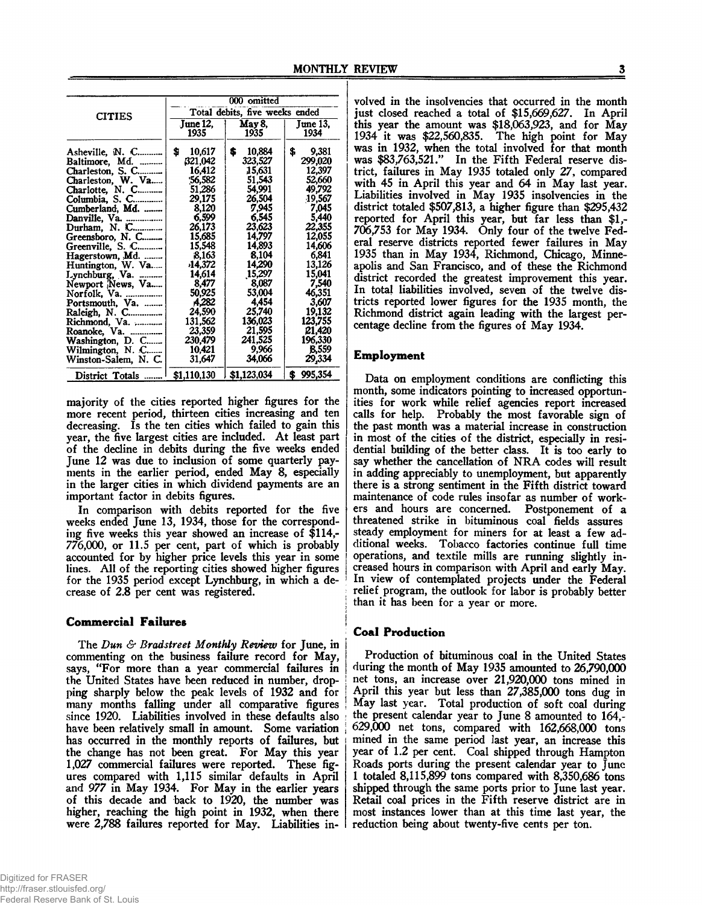| CITIES | 000 omitted | | |
|---|---|---|---|
| | Total debits, five weeks ended | | |
| | June 12, 1935 | May 8, 1935 | June 13, 1934 |
| Asheville, N. C. | $ 10,617 | $ 10,884 | $ 9,381 |
| Baltimore, Md. | 321,042 | 323,527 | 299,020 |
| Charleston, S. C. | 16,412 | 15,631 | 12,397 |
| Charleston, W. Va. | 56,582 | 51,543 | 52,660 |
| Charlotte, N. C. | 51,286 | 54,991 | 49,792 |
| Columbia, S. C. | 29,175 | 26,504 | 19,567 |
| Cumberland, Md. | 8,120 | 7,945 | 7,045 |
| Danville, Va. | 6,599 | 6,545 | 5,440 |
| Durham, N. C. | 26,173 | 23,623 | 22,355 |
| Greensboro, N. C. | 15,685 | 14,797 | 12,055 |
| Greenville, S. C. | 15,548 | 14,893 | 14,606 |
| Hagerstown, Md. | 8,163 | 8,104 | 6,841 |
| Huntington, W. Va. | 14,372 | 14,290 | 13,126 |
| Lynchburg, Va. | 14,614 | 15,297 | 15,041 |
| Newport News, Va. | 8,477 | 8,087 | 7,540 |
| Norfolk, Va. | 50,925 | 53,004 | 46,351 |
| Portsmouth, Va. | 4,282 | 4,454 | 3,607 |
| Raleigh, N. C. | 24,590 | 25,740 | 19,132 |
| Richmond, Va. | 131,562 | 136,023 | 123,755 |
| Roanoke, Va. | 23,359 | 21,595 | 21,420 |
| Washington, D. C. | 230,479 | 241,525 | 196,330 |
| Wilmington, N. C. | 10,421 | 9,966 | 8,559 |
| Winston-Salem, N. C. | 31,647 | 34,066 | 29,334 |
| District Totals | $1,110,130 | $1,123,034 | $ 995,354 |

majority of the cities reported higher figures for the more recent period, thirteen cities increasing and ten decreasing. Is the ten cities which failed to gain this year, the five largest cities are included. At least part of the decline in debits during the five weeks ended June 12 was due to inclusion of some quarterly payments in the earlier period, ended May 8, especially in the larger cities in which dividend payments are an important factor in debits figures.

In comparison with debits reported for the five weeks ended June 13, 1934, those for the corresponding five weeks this year showed an increase of $114,776,000, or 11.5 per cent, part of which is probably accounted for by higher price levels this year in some lines. All of the reporting cities showed higher figures for the 1935 period except Lynchburg, in which a decrease of 2.8 per cent was registered.

## Commercial Failures

The *Dun & Bradstreet Monthly Review* for June, in commenting on the business failure record for May, says, "For more than a year commercial failures in the United States have been reduced in number, dropping sharply below the peak levels of 1932 and for many months falling under all comparative figures since 1920. Liabilities involved in these defaults also have been relatively small in amount. Some variation has occurred in the monthly reports of failures, but the change has not been great. For May this year 1,027 commercial failures were reported. These figures compared with 1,115 similar defaults in April and 977 in May 1934. For May in the earlier years of this decade and back to 1920, the number was higher, reaching the high point in 1932, when there were 2,788 failures reported for May. Liabilities involved in the insolvencies that occurred in the month just closed reached a total of $15,669,627. In April this year the amount was $18,063,923, and for May 1934 it was $22,560,835. The high point for May was in 1932, when the total involved for that month was $83,763,521." In the Fifth Federal reserve district, failures in May 1935 totaled only 27, compared with 45 in April this year and 64 in May last year. Liabilities involved in May 1935 insolvencies in the district totaled $507,813, a higher figure than $295,432 reported for April this year, but far less than $1,706,753 for May 1934. Only four of the twelve Federal reserve districts reported fewer failures in May 1935 than in May 1934, Richmond, Chicago, Minneapolis and San Francisco, and of these the Richmond district recorded the greatest improvement this year. In total liabilities involved, seven of the twelve districts reported lower figures for the 1935 month, the Richmond district again leading with the largest percentage decline from the figures of May 1934.

## Employment

Data on employment conditions are conflicting this month, some indicators pointing to increased opportunities for work while relief agencies report increased calls for help. Probably the most favorable sign of the past month was a material increase in construction in most of the cities of the district, especially in residential building of the better class. It is too early to say whether the cancellation of NRA codes will result in adding appreciably to unemployment, but apparently there is a strong sentiment in the Fifth district toward maintenance of code rules insofar as number of workers and hours are concerned. Postponement of a threatened strike in bituminous coal fields assures steady employment for miners for at least a few additional weeks. Tobacco factories continue full time operations, and textile mills are running slightly increased hours in comparison with April and early May. In view of contemplated projects under the Federal relief program, the outlook for labor is probably better than it has been for a year or more.

## Coal Production

Production of bituminous coal in the United States during the month of May 1935 amounted to 26,790,000 net tons, an increase over 21,920,000 tons mined in April this year but less than 27,385,000 tons dug in May last year. Total production of soft coal during the present calendar year to June 8 amounted to 164,629,000 net tons, compared with 162,668,000 tons mined in the same period last year, an increase this year of 1.2 per cent. Coal shipped through Hampton Roads ports during the present calendar year to June 1 totaled 8,115,899 tons compared with 8,350,686 tons shipped through the same ports prior to June last year. Retail coal prices in the Fifth reserve district are in most instances lower than at this time last year, the reduction being about twenty-five cents per ton.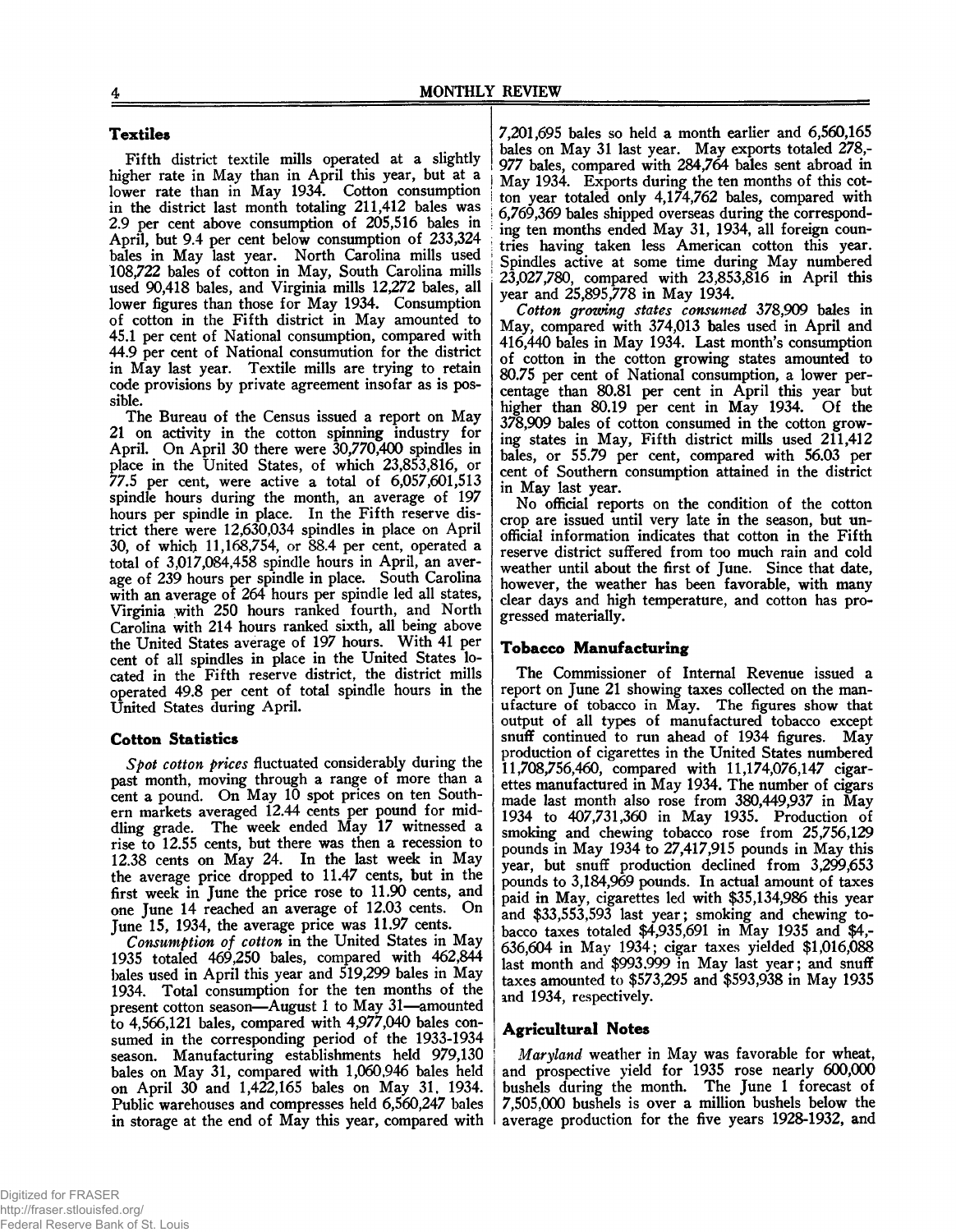## Textiles

Fifth district textile mills operated at a slightly higher rate in May than in April this year, but at a lower rate than in May 1934. Cotton consumption in the district last month totaling 211,412 bales was 2.9 per cent above consumption of 205,516 bales in April, but 9.4 per cent below consumption of 233,324 bales in May last year. North Carolina mills used 108,722 bales of cotton in May, South Carolina mills used 90,418 bales, and Virginia mills 12,272 bales, all lower figures than those for May 1934. Consumption of cotton in the Fifth district in May amounted to 45.1 per cent of National consumption, compared with 44.9 per cent of National consumution for the district in May last year. Textile mills are trying to retain code provisions by private agreement insofar as is possible.

The Bureau of the Census issued a report on May 21 on activity in the cotton spinning industry for April. On April 30 there were 30,770,400 spindles in place in the United States, of which 23,853,816, or 77.5 per cent, were active a total of 6,057,601,513 spindle hours during the month, an average of 197 hours per spindle in place. In the Fifth reserve district there were 12,630,034 spindles in place on April 30, of which 11,168,754, or 88.4 per cent, operated a total of 3,017,084,458 spindle hours in April, an average of 239 hours per spindle in place. South Carolina with an average of 264 hours per spindle led all states, Virginia with 250 hours ranked fourth, and North Carolina with 214 hours ranked sixth, all being above the United States average of 197 hours. With 41 per cent of all spindles in place in the United States located in the Fifth reserve district, the district mills operated 49.8 per cent of total spindle hours in the United States during April.

## Cotton Statistics

*Spot cotton prices* fluctuated considerably during the past month, moving through a range of more than a cent a pound. On May 10 spot prices on ten Southern markets averaged 12.44 cents per pound for middling grade. The week ended May 17 witnessed a rise to 12.55 cents, but there was then a recession to 12.38 cents on May 24. In the last week in May the average price dropped to 11.47 cents, but in the first week in June the price rose to 11.90 cents, and one June 14 reached an average of 12.03 cents. On June 15, 1934, the average price was 11.97 cents.

*Consumption of cotton* in the United States in May 1935 totaled 469,250 bales, compared with 462,844 bales used in April this year and 519,299 bales in May 1934. Total consumption for the ten months of the present cotton season—August 1 to May 31—amounted to 4,566,121 bales, compared with 4,977,040 bales consumed in the corresponding period of the 1933-1934 season. Manufacturing establishments held 979,130 bales on May 31, compared with 1,060,946 bales held on April 30 and 1,422,165 bales on May 31, 1934. Public warehouses and compresses held 6,560,247 bales in storage at the end of May this year, compared with 7,201,695 bales so held a month earlier and 6,560,165 bales on May 31 last year. May exports totaled 278,977 bales, compared with 284,764 bales sent abroad in May 1934. Exports during the ten months of this cotton year totaled only 4,174,762 bales, compared with 6,769,369 bales shipped overseas during the corresponding ten months ended May 31, 1934, all foreign countries having taken less American cotton this year. Spindles active at some time during May numbered 23,027,780, compared with 23,853,816 in April this year and 25,895,778 in May 1934.

*Cotton growing states consumed* 378,909 bales in May, compared with 374,013 bales used in April and 416,440 bales in May 1934. Last month's consumption of cotton in the cotton growing states amounted to 80.75 per cent of National consumption, a lower percentage than 80.81 per cent in April this year but higher than 80.19 per cent in May 1934. Of the 378,909 bales of cotton consumed in the cotton growing states in May, Fifth district mills used 211,412 bales, or 55.79 per cent, compared with 56.03 per cent of Southern consumption attained in the district in May last year.

No official reports on the condition of the cotton crop are issued until very late in the season, but unofficial information indicates that cotton in the Fifth reserve district suffered from too much rain and cold weather until about the first of June. Since that date, however, the weather has been favorable, with many clear days and high temperature, and cotton has progressed materially.

## Tobacco Manufacturing

The Commissioner of Internal Revenue issued a report on June 21 showing taxes collected on the manufacture of tobacco in May. The figures show that output of all types of manufactured tobacco except snuff continued to run ahead of 1934 figures. May production of cigarettes in the United States numbered 11,708,756,460, compared with 11,174,076,147 cigarettes manufactured in May 1934. The number of cigars made last month also rose from 380,449,937 in May 1934 to 407,731,360 in May 1935. Production of smoking and chewing tobacco rose from 25,756,129 pounds in May 1934 to 27,417,915 pounds in May this year, but snuff production declined from 3,299,653 pounds to 3,184,969 pounds. In actual amount of taxes paid in May, cigarettes led with $35,134,986 this year and $33,553,593 last year; smoking and chewing tobacco taxes totaled $4,935,691 in May 1935 and $4,636,604 in May 1934; cigar taxes yielded $1,016,088 last month and $993,999 in May last year; and snuff taxes amounted to $573,295 and $593,938 in May 1935 and 1934, respectively.

## Agricultural Notes

*Maryland* weather in May was favorable for wheat, and prospective yield for 1935 rose nearly 600,000 bushels during the month. The June 1 forecast of 7,505,000 bushels is over a million bushels below the average production for the five years 1928-1932, and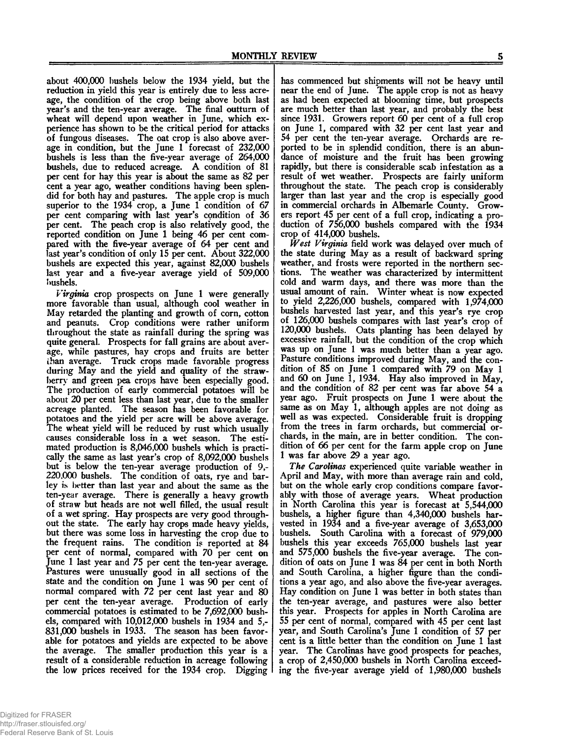about 400,000 bushels below the 1934 yield, but the reduction in yield this year is entirely due to less acreage, the condition of the crop being above both last year's and the ten-year average. The final outturn of wheat will depend upon weather in June, which experience has shown to be the critical period for attacks of fungous diseases. The oat crop is also above average in condition, but the June 1 forecast of 232,000 bushels is less than the five-year average of 264,000 bushels, due to reduced acreage. A condition of 81 per cent for hay this year is about the same as 82 per cent a year ago, weather conditions having been splendid for both hay and pastures. The apple crop is much superior to the 1934 crop, a June 1 condition of 67 per cent comparing with last year's condition of 36 per cent. The peach crop is also relatively good, the reported condition on June 1 being 46 per cent compared with the five-year average of 64 per cent and last year's condition of only 15 per cent. About 322,000 bushels are expected this year, against 82,000 bushels last year and a five-year average yield of 509,000 bushels.

*Virginia* crop prospects on June 1 were generally more favorable than usual, although cool weather in May retarded the planting and growth of corn, cotton and peanuts. Crop conditions were rather uniform throughout the state as rainfall during the spring was quite general. Prospects for fall grains are about average, while pastures, hay crops and fruits are better than average. Truck crops made favorable progress during May and the yield and quality of the strawberry and green pea crops have been especially good. The production of early commercial potatoes will be about 20 per cent less than last year, due to the smaller acreage planted. The season has been favorable for potatoes and the yield per acre will be above average. The wheat yield will be reduced by rust which usually causes considerable loss in a wet season. The estimated production is 8,046,000 bushels which is practically the same as last year's crop of 8,092,000 bushels but is below the ten-year average production of 9,220,000 bushels. The condition of oats, rye and barley is better than last year and about the same as the ten-year average. There is generally a heavy growth of straw but heads are not well filled, the usual result of a wet spring. Hay prospects are very good throughout the state. The early hay crops made heavy yields, but there was some loss in harvesting the crop due to the frequent rains. The condition is reported at 84 per cent of normal, compared with 70 per cent on June 1 last year and 75 per cent the ten-year average. Pastures were unusually good in all sections of the state and the condition on June 1 was 90 per cent of normal compared with 72 per cent last year and 80 per cent the ten-year average. Production of early commercial potatoes is estimated to be 7,692,000 bushels, compared with 10,012,000 bushels in 1934 and 5,831,000 bushels in 1933. The season has been favorable for potatoes and yields are expected to be above the average. The smaller production this year is a result of a considerable reduction in acreage following the low prices received for the 1934 crop. Digging has commenced but shipments will not be heavy until near the end of June. The apple crop is not as heavy as had been expected at blooming time, but prospects are much better than last year, and probably the best since 1931. Growers report 60 per cent of a full crop on June 1, compared with 32 per cent last year and 54 per cent the ten-year average. Orchards are reported to be in splendid condition, there is an abundance of moisture and the fruit has been growing rapidly, but there is considerable scab infestation as a result of wet weather. Prospects are fairly uniform throughout the state. The peach crop is considerably larger than last year and the crop is especially good in commercial orchards in Albemarle County. Growers report 45 per cent of a full crop, indicating a production of 756,000 bushels compared with the 1934 crop of 414,000 bushels.

*West Virginia* field work was delayed over much of the state during May as a result of backward spring weather, and frosts were reported in the northern sections. The weather was characterized by intermittent cold and warm days, and there was more than the usual amount of rain. Winter wheat is now expected to yield 2,226,000 bushels, compared with 1,974,000 bushels harvested last year, and this year's rye crop of 126,000 bushels compares with last year's crop of 120,000 bushels. Oats planting has been delayed by excessive rainfall, but the condition of the crop which was up on June 1 was much better than a year ago. Pasture conditions improved during May, and the condition of 85 on June 1 compared with 79 on May 1 and 60 on June 1, 1934. Hay also improved in May, and the condition of 82 per cent was far above 54 a year ago. Fruit prospects on June 1 were about the same as on May 1, although apples are not doing as well as was expected. Considerable fruit is dropping from the trees in farm orchards, but commercial orchards, in the main, are in better condition. The condition of 66 per cent for the farm apple crop on June 1 was far above 29 a year ago.

*The Carolinas* experienced quite variable weather in April and May, with more than average rain and cold, but on the whole early crop conditions compare favorably with those of average years. Wheat production in North Carolina this year is forecast at 5,544,000 bushels, a higher figure than 4,340,000 bushels harvested in 1934 and a five-year average of 3,653,000 bushels. South Carolina with a forecast of 979,000 bushels this year exceeds 765,000 bushels last year and 575,000 bushels the five-year average. The condition of oats on June 1 was 84 per cent in both North and South Carolina, a higher figure than the conditions a year ago, and also above the five-year averages. Hay condition on June 1 was better in both states than the ten-year average, and pastures were also better this year. Prospects for apples in North Carolina are 55 per cent of normal, compared with 45 per cent last year, and South Carolina's June 1 condition of 57 per cent is a little better than the condition on June 1 last year. The Carolinas have good prospects for peaches, a crop of 2,450,000 bushels in North Carolina exceeding the five-year average yield of 1,980,000 bushels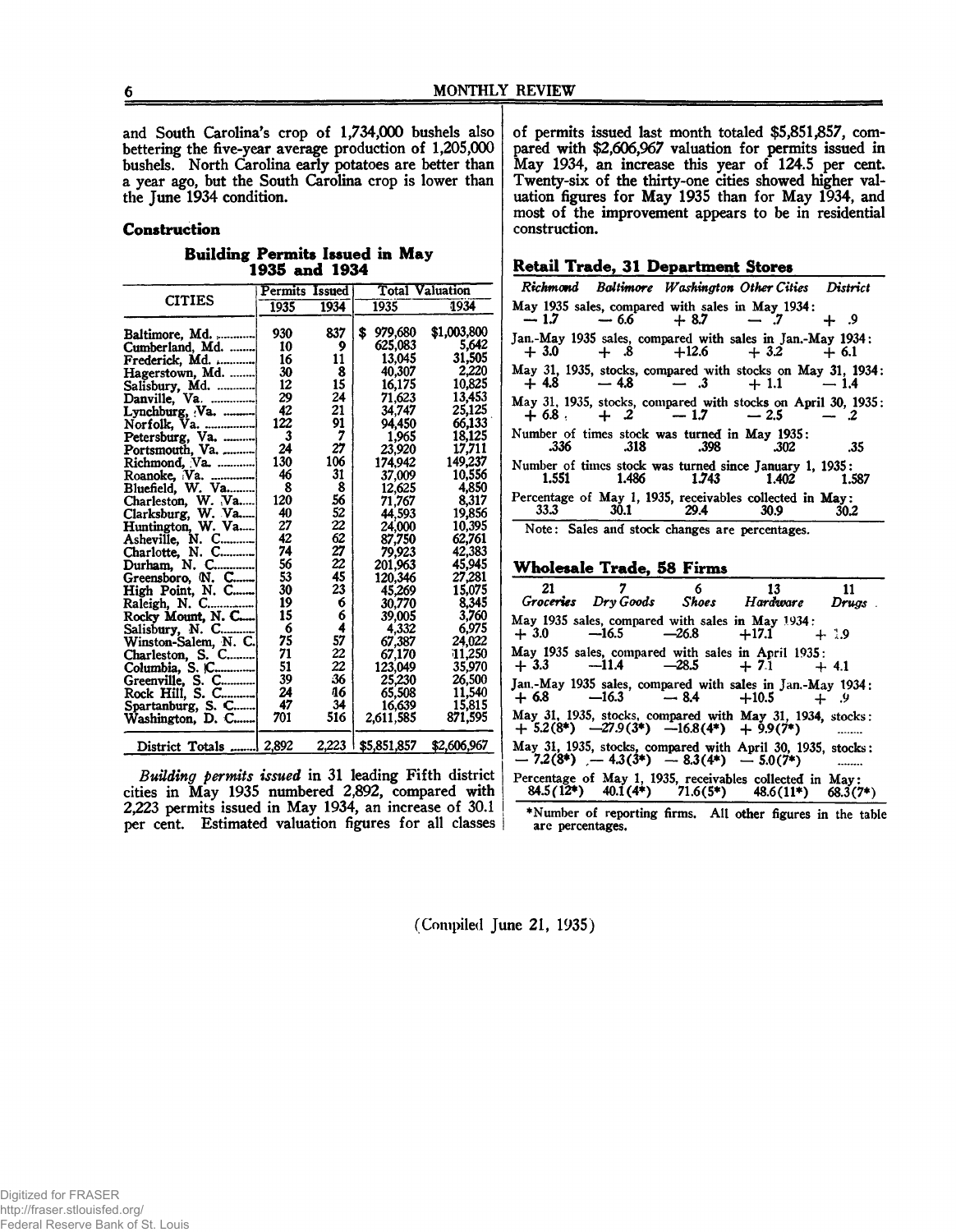and South Carolina's crop of 1,734,000 bushels also bettering the five-year average production of 1,205,000 bushels. North Carolina early potatoes are better than a year ago, but the South Carolina crop is lower than the June 1934 condition.

## Construction

### Building Permits Issued in May 1935 and 1934

| CITIES | Permits Issued | | Total Valuation | |
|---|---|---|---|---|
| | 1935 | 1934 | 1935 | 1934 |
| Baltimore, Md. | 930 | 837 | $ 979,680 | $1,003,800 |
| Cumberland, Md. | 10 | 9 | 625,083 | 5,642 |
| Frederick, Md. | 16 | 11 | 13,045 | 31,505 |
| Hagerstown, Md. | 30 | 8 | 40,307 | 2,220 |
| Salisbury, Md. | 12 | 15 | 16,175 | 10,825 |
| Danville, Va. | 29 | 24 | 71,623 | 13,453 |
| Lynchburg, Va. | 42 | 21 | 34,747 | 25,125 |
| Norfolk, Va. | 122 | 91 | 94,450 | 66,133 |
| Petersburg, Va. | 3 | 7 | 1,965 | 18,125 |
| Portsmouth, Va. | 24 | 27 | 23,920 | 17,711 |
| Richmond, Va. | 130 | 106 | 174,942 | 149,237 |
| Roanoke, Va. | 46 | 31 | 37,009 | 10,556 |
| Bluefield, W. Va. | 8 | 8 | 12,625 | 4,850 |
| Charleston, W. Va. | 120 | 56 | 71,767 | 8,317 |
| Clarksburg, W. Va. | 40 | 52 | 44,593 | 19,856 |
| Huntington, W. Va. | 27 | 22 | 24,000 | 10,395 |
| Asheville, N. C. | 42 | 62 | 87,750 | 62,761 |
| Charlotte, N. C. | 74 | 27 | 79,923 | 42,383 |
| Durham, N. C. | 56 | 22 | 201,963 | 45,945 |
| Greensboro, N. C. | 53 | 45 | 120,346 | 27,281 |
| High Point, N. C. | 30 | 23 | 45,269 | 15,075 |
| Raleigh, N. C. | 19 | 6 | 30,770 | 8,345 |
| Rocky Mount, N. C. | 15 | 6 | 39,005 | 3,760 |
| Salisbury, N. C. | 6 | 4 | 4,332 | 6,975 |
| Winston-Salem, N. C. | 75 | 57 | 67,387 | 24,022 |
| Charleston, S. C. | 71 | 22 | 67,170 | 11,250 |
| Columbia, S. C. | 51 | 22 | 123,049 | 35,970 |
| Greenville, S. C. | 39 | 36 | 25,230 | 26,500 |
| Rock Hill, S. C. | 24 | 16 | 65,508 | 11,540 |
| Spartanburg, S. C. | 47 | 34 | 16,639 | 15,815 |
| Washington, D. C. | 701 | 516 | 2,611,585 | 871,595 |
| District Totals | 2,892 | 2,223 | $5,851,857 | $2,606,967 |

*Building permits issued* in 31 leading Fifth district cities in May 1935 numbered 2,892, compared with 2,223 permits issued in May 1934, an increase of 30.1 per cent. Estimated valuation figures for all classes of permits issued last month totaled $5,851,857, compared with $2,606,967 valuation for permits issued in May 1934, an increase this year of 124.5 per cent. Twenty-six of the thirty-one cities showed higher valuation figures for May 1935 than for May 1934, and most of the improvement appears to be in residential construction.

## Retail Trade, 31 Department Stores

| | *Richmond* | *Baltimore* | *Washington* | *Other Cities* | *District* |
|---|---|---|---|---|---|
| May 1935 sales, compared with sales in May 1934: | — 1.7 | — 6.6 | + 8.7 | — .7 | + .9 |
| Jan.-May 1935 sales, compared with sales in Jan.-May 1934: | + 3.0 | + .8 | +12.6 | + 3.2 | + 6.1 |
| May 31, 1935, stocks, compared with stocks on May 31, 1934: | + 4.8 | — 4.8 | — .3 | + 1.1 | — 1.4 |
| May 31, 1935, stocks, compared with stocks on April 30, 1935: | + 6.8 | + .2 | — 1.7 | — 2.5 | — .2 |
| Number of times stock was turned in May 1935: | .336 | .318 | .398 | .302 | .35 |
| Number of times stock was turned since January 1, 1935: | 1.551 | 1.486 | 1.743 | 1.402 | 1.587 |
| Percentage of May 1, 1935, receivables collected in May: | 33.3 | 30.1 | 29.4 | 30.9 | 30.2 |

Note: Sales and stock changes are percentages.

## Wholesale Trade, 58 Firms

| | 21 *Groceries* | 7 *Dry Goods* | 6 *Shoes* | 13 *Hardware* | 11 *Drugs* |
|---|---|---|---|---|---|
| May 1935 sales, compared with sales in May 1934: | + 3.0 | —16.5 | —26.8 | +17.1 | + 1.9 |
| May 1935 sales, compared with sales in April 1935: | + 3.3 | —11.4 | —28.5 | + 7.1 | + 4.1 |
| Jan.-May 1935 sales, compared with sales in Jan.-May 1934: | + 6.8 | —16.3 | — 8.4 | +10.5 | + .9 |
| May 31, 1935, stocks, compared with May 31, 1934, stocks: | + 5.2(8*) | —27.9(3*) | —16.8(4*) | + 9.9(7*) | ........ |
| May 31, 1935, stocks, compared with April 30, 1935, stocks: | — 7.2(8*) | — 4.3(3*) | — 8.3(4*) | — 5.0(7*) | ........ |
| Percentage of May 1, 1935, receivables collected in May: | 84.5(12*) | 40.1(4*) | 71.6(5*) | 48.6(11*) | 68.3(7*) |

*Number of reporting firms. All other figures in the table are percentages.

(Compiled June 21, 1935)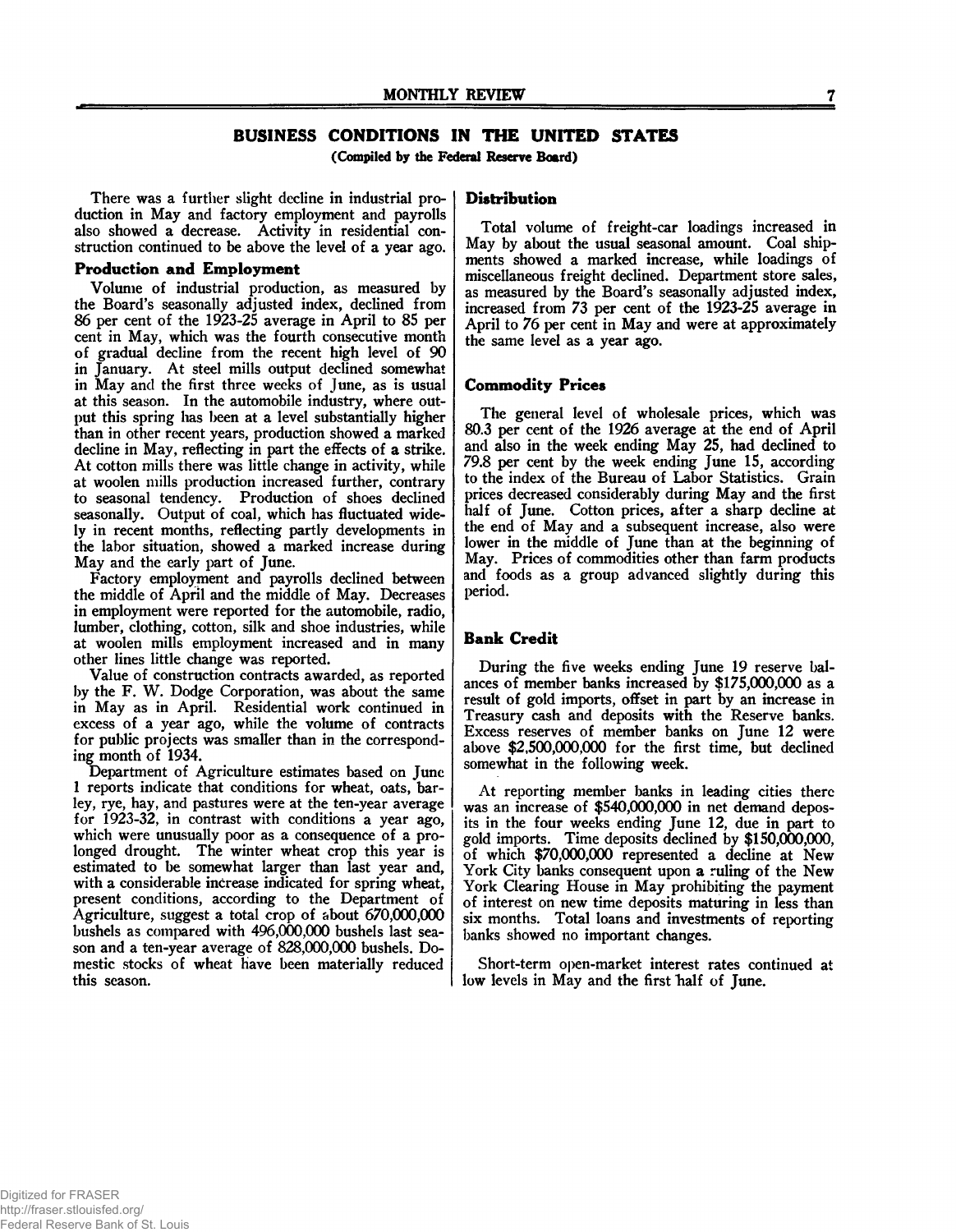## BUSINESS CONDITIONS IN THE UNITED STATES

(Compiled by the Federal Reserve Board)

There was a further slight decline in industrial production in May and factory employment and payrolls also showed a decrease. Activity in residential construction continued to be above the level of a year ago.

### Production and Employment

Volume of industrial production, as measured by the Board's seasonally adjusted index, declined from 86 per cent of the 1923-25 average in April to 85 per cent in May, which was the fourth consecutive month of gradual decline from the recent high level of 90 in January. At steel mills output declined somewhat in May and the first three weeks of June, as is usual at this season. In the automobile industry, where output this spring has been at a level substantially higher than in other recent years, production showed a marked decline in May, reflecting in part the effects of a strike. At cotton mills there was little change in activity, while at woolen mills production increased further, contrary to seasonal tendency. Production of shoes declined seasonally. Output of coal, which has fluctuated widely in recent months, reflecting partly developments in the labor situation, showed a marked increase during May and the early part of June.

Factory employment and payrolls declined between the middle of April and the middle of May. Decreases in employment were reported for the automobile, radio, lumber, clothing, cotton, silk and shoe industries, while at woolen mills employment increased and in many other lines little change was reported.

Value of construction contracts awarded, as reported by the F. W. Dodge Corporation, was about the same in May as in April. Residential work continued in excess of a year ago, while the volume of contracts for public projects was smaller than in the corresponding month of 1934.

Department of Agriculture estimates based on June 1 reports indicate that conditions for wheat, oats, barley, rye, hay, and pastures were at the ten-year average for 1923-32, in contrast with conditions a year ago, which were unusually poor as a consequence of a prolonged drought. The winter wheat crop this year is estimated to be somewhat larger than last year and, with a considerable increase indicated for spring wheat, present conditions, according to the Department of Agriculture, suggest a total crop of about 670,000,000 bushels as compared with 496,000,000 bushels last season and a ten-year average of 828,000,000 bushels. Domestic stocks of wheat have been materially reduced this season.

### Distribution

Total volume of freight-car loadings increased in May by about the usual seasonal amount. Coal shipments showed a marked increase, while loadings of miscellaneous freight declined. Department store sales, as measured by the Board's seasonally adjusted index, increased from 73 per cent of the 1923-25 average in April to 76 per cent in May and were at approximately the same level as a year ago.

### Commodity Prices

The general level of wholesale prices, which was 80.3 per cent of the 1926 average at the end of April and also in the week ending May 25, had declined to 79.8 per cent by the week ending June 15, according to the index of the Bureau of Labor Statistics. Grain prices decreased considerably during May and the first half of June. Cotton prices, after a sharp decline at the end of May and a subsequent increase, also were lower in the middle of June than at the beginning of May. Prices of commodities other than farm products and foods as a group advanced slightly during this period.

### Bank Credit

During the five weeks ending June 19 reserve balances of member banks increased by $175,000,000 as a result of gold imports, offset in part by an increase in Treasury cash and deposits with the Reserve banks. Excess reserves of member banks on June 12 were above $2,500,000,000 for the first time, but declined somewhat in the following week.

At reporting member banks in leading cities there was an increase of $540,000,000 in net demand deposits in the four weeks ending June 12, due in part to gold imports. Time deposits declined by $150,000,000, of which $70,000,000 represented a decline at New York City banks consequent upon a ruling of the New York Clearing House in May prohibiting the payment of interest on new time deposits maturing in less than six months. Total loans and investments of reporting banks showed no important changes.

Short-term open-market interest rates continued at low levels in May and the first half of June.